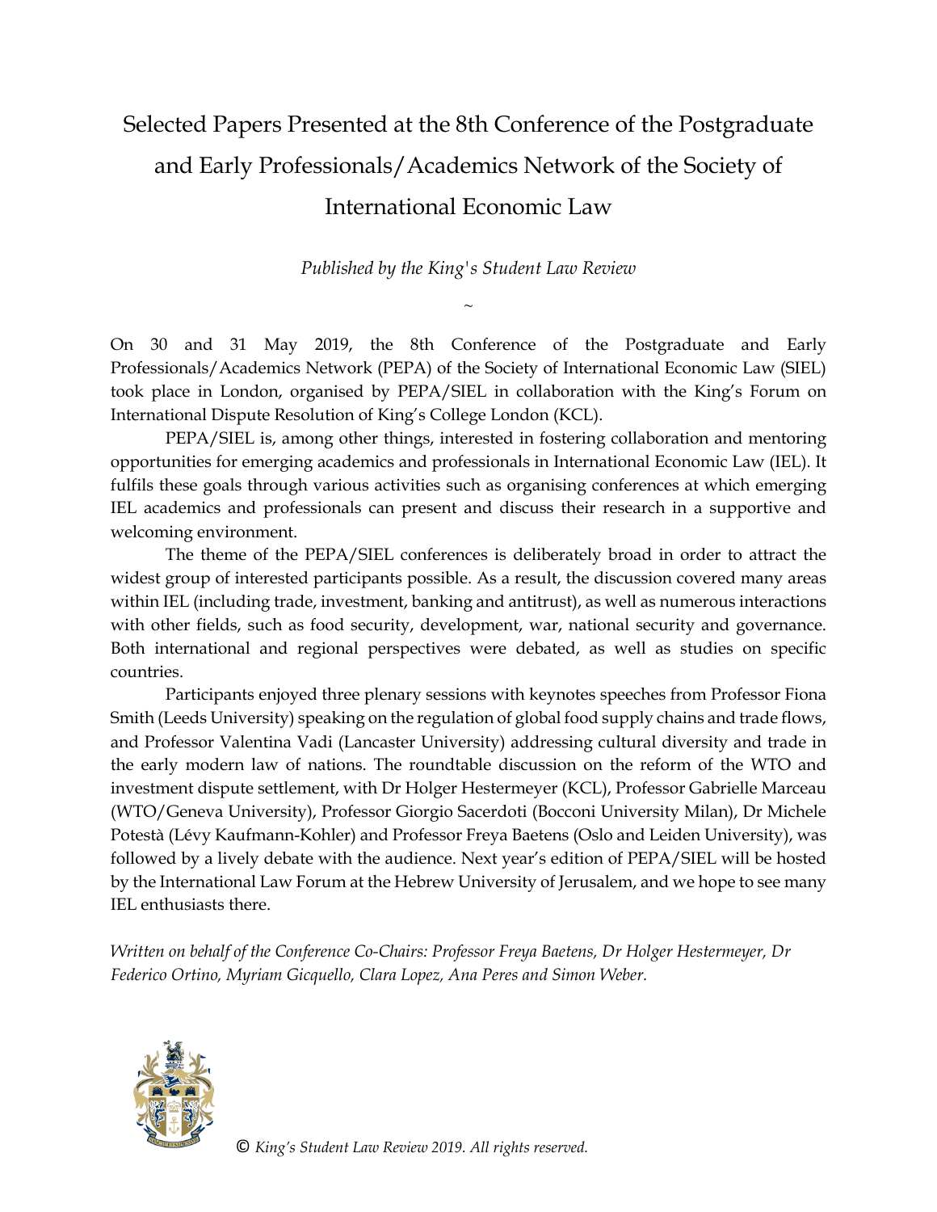# Selected Papers Presented at the 8th Conference of the Postgraduate and Early Professionals/Academics Network of the Society of International Economic Law

*Published by the King's Student Law Review*

~

On 30 and 31 May 2019, the 8th Conference of the Postgraduate and Early Professionals/Academics Network (PEPA) of the Society of International Economic Law (SIEL) took place in London, organised by PEPA/SIEL in collaboration with the King's Forum on International Dispute Resolution of King's College London (KCL).

PEPA/SIEL is, among other things, interested in fostering collaboration and mentoring opportunities for emerging academics and professionals in International Economic Law (IEL). It fulfils these goals through various activities such as organising conferences at which emerging IEL academics and professionals can present and discuss their research in a supportive and welcoming environment.

The theme of the PEPA/SIEL conferences is deliberately broad in order to attract the widest group of interested participants possible. As a result, the discussion covered many areas within IEL (including trade, investment, banking and antitrust), as well as numerous interactions with other fields, such as food security, development, war, national security and governance. Both international and regional perspectives were debated, as well as studies on specific countries.

Participants enjoyed three plenary sessions with keynotes speeches from Professor Fiona Smith (Leeds University) speaking on the regulation of global food supply chains and trade flows, and Professor Valentina Vadi (Lancaster University) addressing cultural diversity and trade in the early modern law of nations. The roundtable discussion on the reform of the WTO and investment dispute settlement, with Dr Holger Hestermeyer (KCL), Professor Gabrielle Marceau (WTO/Geneva University), Professor Giorgio Sacerdoti (Bocconi University Milan), Dr Michele Potestà (Lévy Kaufmann-Kohler) and Professor Freya Baetens (Oslo and Leiden University), was followed by a lively debate with the audience. Next year's edition of PEPA/SIEL will be hosted by the International Law Forum at the Hebrew University of Jerusalem, and we hope to see many IEL enthusiasts there.

*Written on behalf of the Conference Co-Chairs: Professor Freya Baetens, Dr Holger Hestermeyer, Dr Federico Ortino, Myriam Gicquello, Clara Lopez, Ana Peres and Simon Weber.*

© *King's Student Law Review 2019. All rights reserved.*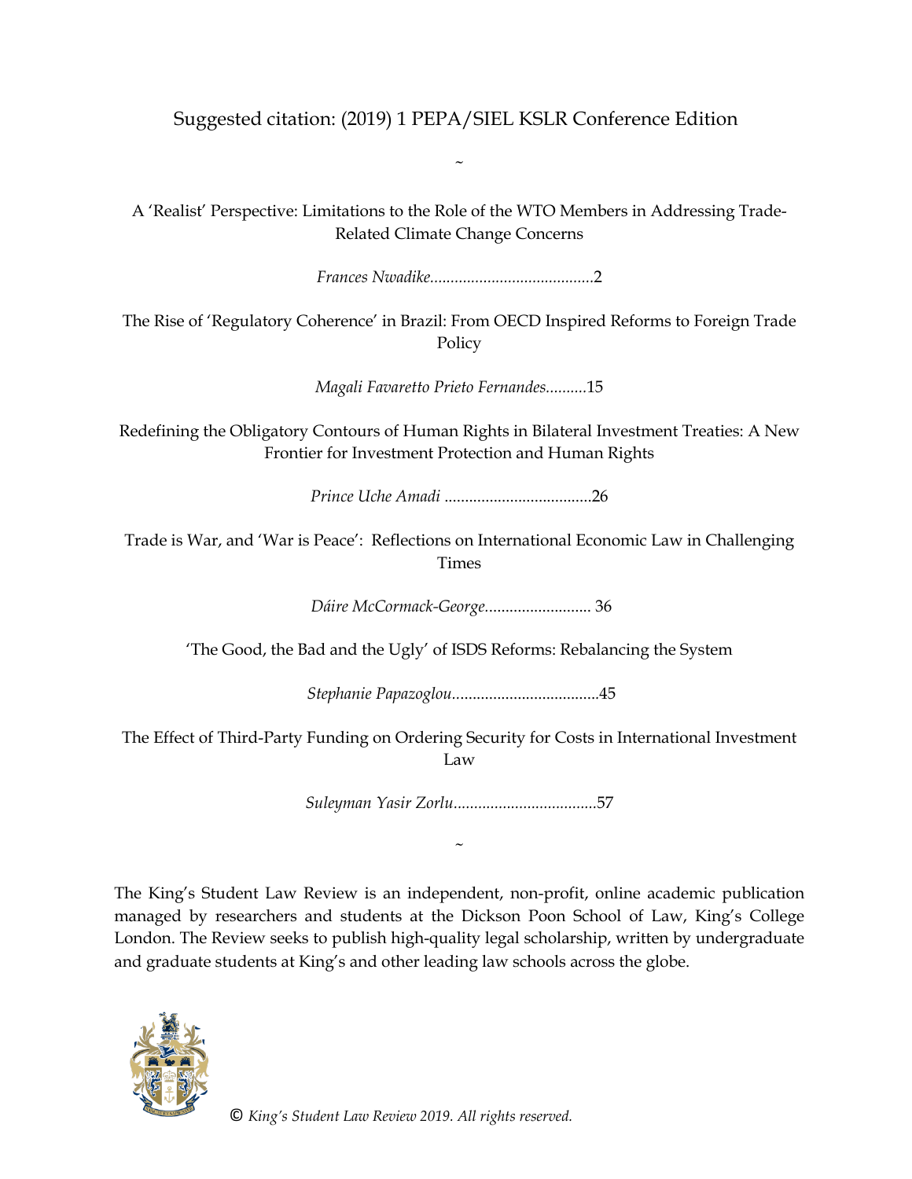Suggested citation: (2019) 1 PEPA/SIEL KSLR Conference Edition

~

A 'Realist' Perspective: Limitations to the Role of the WTO Members in Addressing Trade-Related Climate Change Concerns

*Frances Nwadike*........................................2

The Rise of 'Regulatory Coherence' in Brazil: From OECD Inspired Reforms to Foreign Trade Policy

*Magali Favaretto Prieto Fernandes*..........15

Redefining the Obligatory Contours of Human Rights in Bilateral Investment Treaties: A New Frontier for Investment Protection and Human Rights

*Prince Uche Amadi* ....................................26

Trade is War, and 'War is Peace': Reflections on International Economic Law in Challenging Times

*Dáire McCormack-George*.......................... 36

'The Good, the Bad and the Ugly' of ISDS Reforms: Rebalancing the System

*Stephanie Papazoglou*....................................45

The Effect of Third-Party Funding on Ordering Security for Costs in International Investment Law

*Suleyman Yasir Zorlu*...................................57

~

The King's Student Law Review is an independent, non-profit, online academic publication managed by researchers and students at the Dickson Poon School of Law, King's College London. The Review seeks to publish high-quality legal scholarship, written by undergraduate and graduate students at King's and other leading law schools across the globe.

© *King's Student Law Review 2019. All rights reserved.*